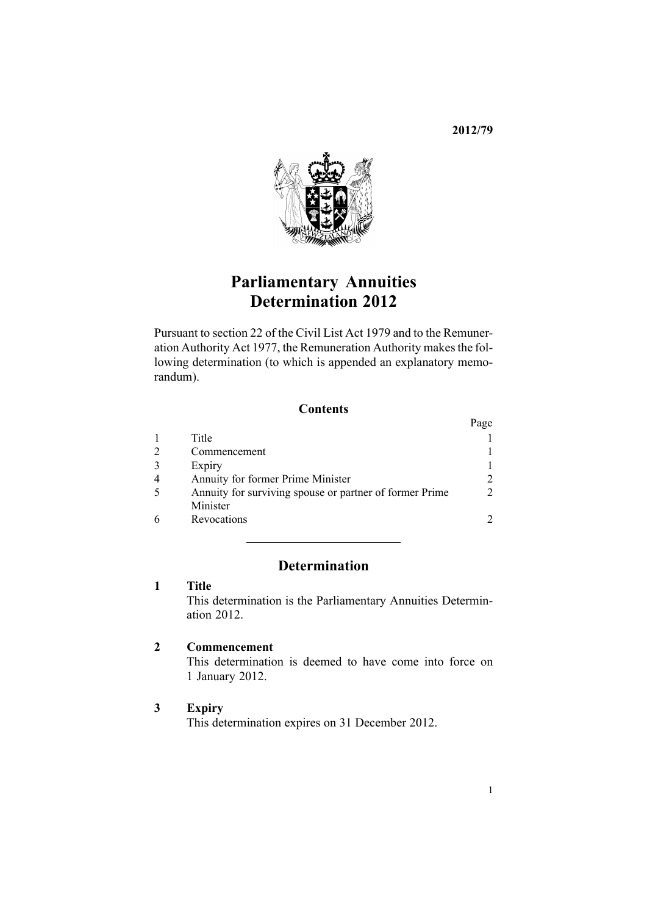**2012/79**

# Parliamentary Annuities Determination 2012

Pursuant to section 22 of the Civil List Act 1979 and to the Remuneration Authority Act 1977, the Remuneration Authority makes the following determination (to which is appended an explanatory memorandum).

## Contents

| | | Page |
|---|---|---|
| 1 | Title | 1 |
| 2 | Commencement | 1 |
| 3 | Expiry | 1 |
| 4 | Annuity for former Prime Minister | 2 |
| 5 | Annuity for surviving spouse or partner of former Prime Minister | 2 |
| 6 | Revocations | 2 |

---

## Determination

### 1 Title

This determination is the Parliamentary Annuities Determination 2012.

### 2 Commencement

This determination is deemed to have come into force on 1 January 2012.

### 3 Expiry

This determination expires on 31 December 2012.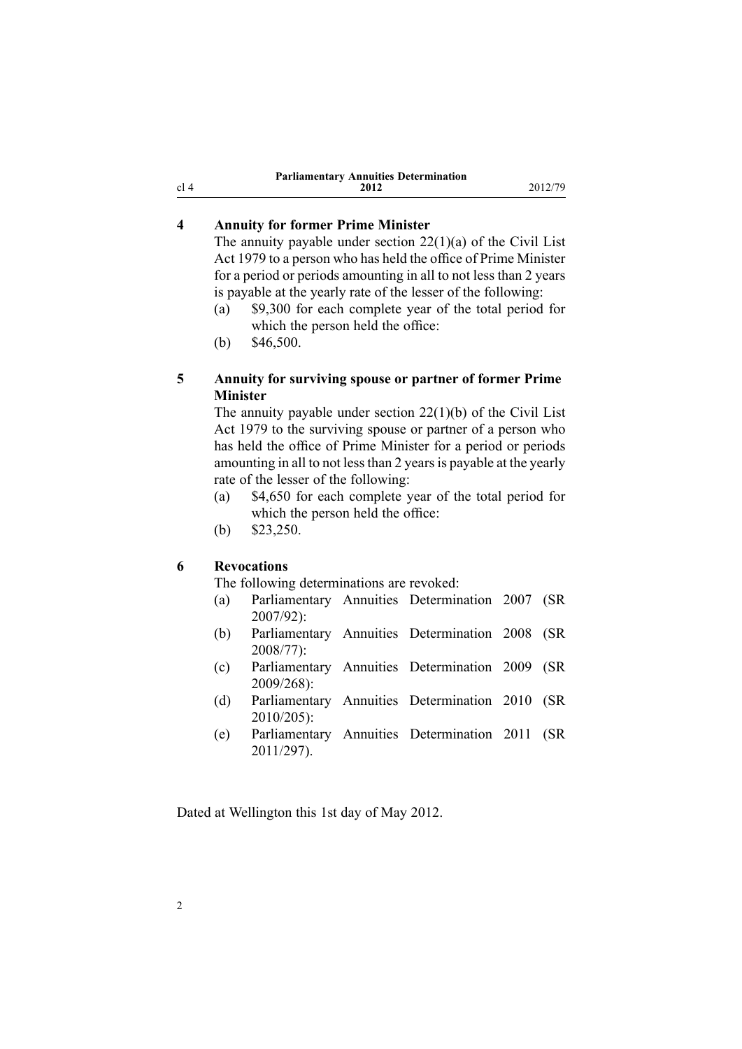## 4 Annuity for former Prime Minister

The annuity payable under section 22(1)(a) of the Civil List Act 1979 to a person who has held the office of Prime Minister for a period or periods amounting in all to not less than 2 years is payable at the yearly rate of the lesser of the following:

(a) $9,300 for each complete year of the total period for which the person held the office:

(b) $46,500.

## 5 Annuity for surviving spouse or partner of former Prime Minister

The annuity payable under section 22(1)(b) of the Civil List Act 1979 to the surviving spouse or partner of a person who has held the office of Prime Minister for a period or periods amounting in all to not less than 2 years is payable at the yearly rate of the lesser of the following:

(a) $4,650 for each complete year of the total period for which the person held the office:

(b) $23,250.

## 6 Revocations

The following determinations are revoked:

(a) Parliamentary Annuities Determination 2007 (SR 2007/92):

(b) Parliamentary Annuities Determination 2008 (SR 2008/77):

(c) Parliamentary Annuities Determination 2009 (SR 2009/268):

(d) Parliamentary Annuities Determination 2010 (SR 2010/205):

(e) Parliamentary Annuities Determination 2011 (SR 2011/297).

Dated at Wellington this 1st day of May 2012.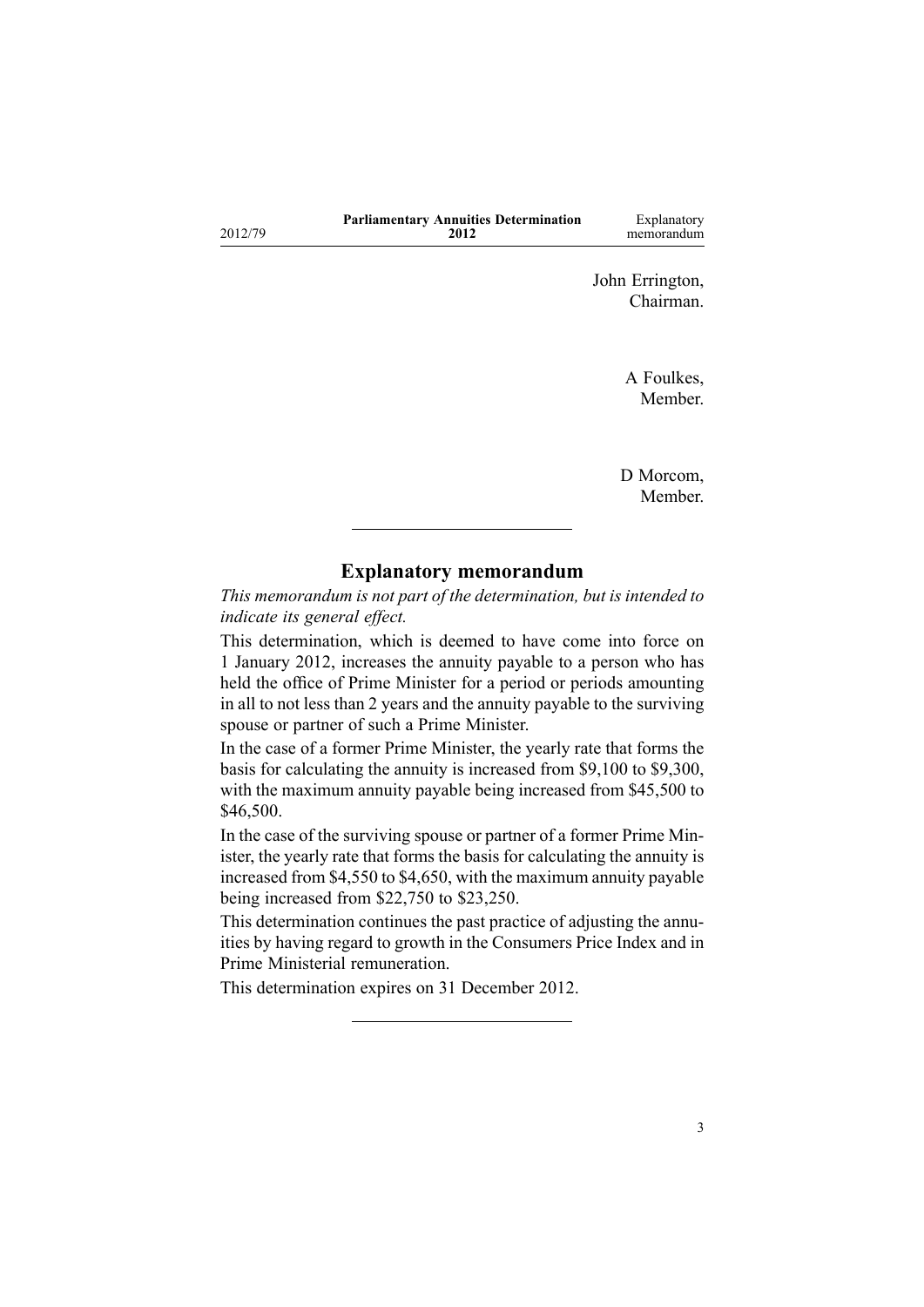John Errington,
Chairman.

A Foulkes,
Member.

D Morcom,
Member.

---

## Explanatory memorandum

*This memorandum is not part of the determination, but is intended to indicate its general effect.*

This determination, which is deemed to have come into force on 1 January 2012, increases the annuity payable to a person who has held the office of Prime Minister for a period or periods amounting in all to not less than 2 years and the annuity payable to the surviving spouse or partner of such a Prime Minister.

In the case of a former Prime Minister, the yearly rate that forms the basis for calculating the annuity is increased from $9,100 to $9,300, with the maximum annuity payable being increased from $45,500 to $46,500.

In the case of the surviving spouse or partner of a former Prime Minister, the yearly rate that forms the basis for calculating the annuity is increased from $4,550 to $4,650, with the maximum annuity payable being increased from $22,750 to $23,250.

This determination continues the past practice of adjusting the annuities by having regard to growth in the Consumers Price Index and in Prime Ministerial remuneration.

This determination expires on 31 December 2012.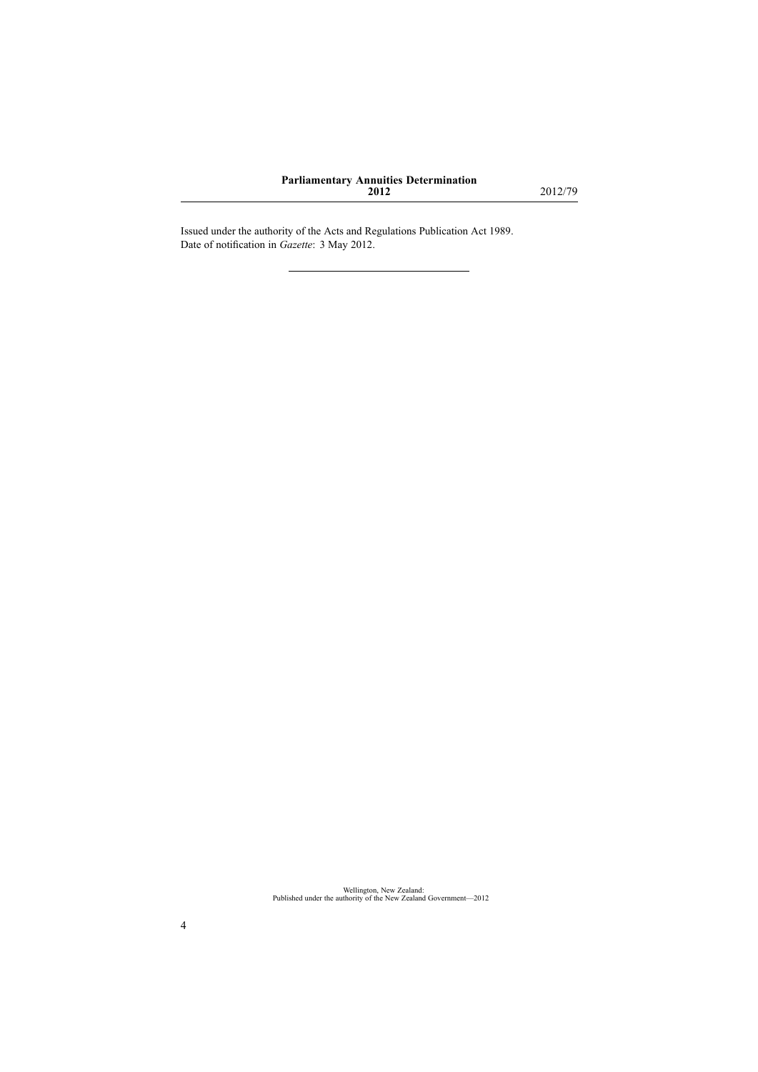Issued under the authority of the Acts and Regulations Publication Act 1989.
Date of notification in *Gazette*: 3 May 2012.

---

Wellington, New Zealand:
Published under the authority of the New Zealand Government—2012